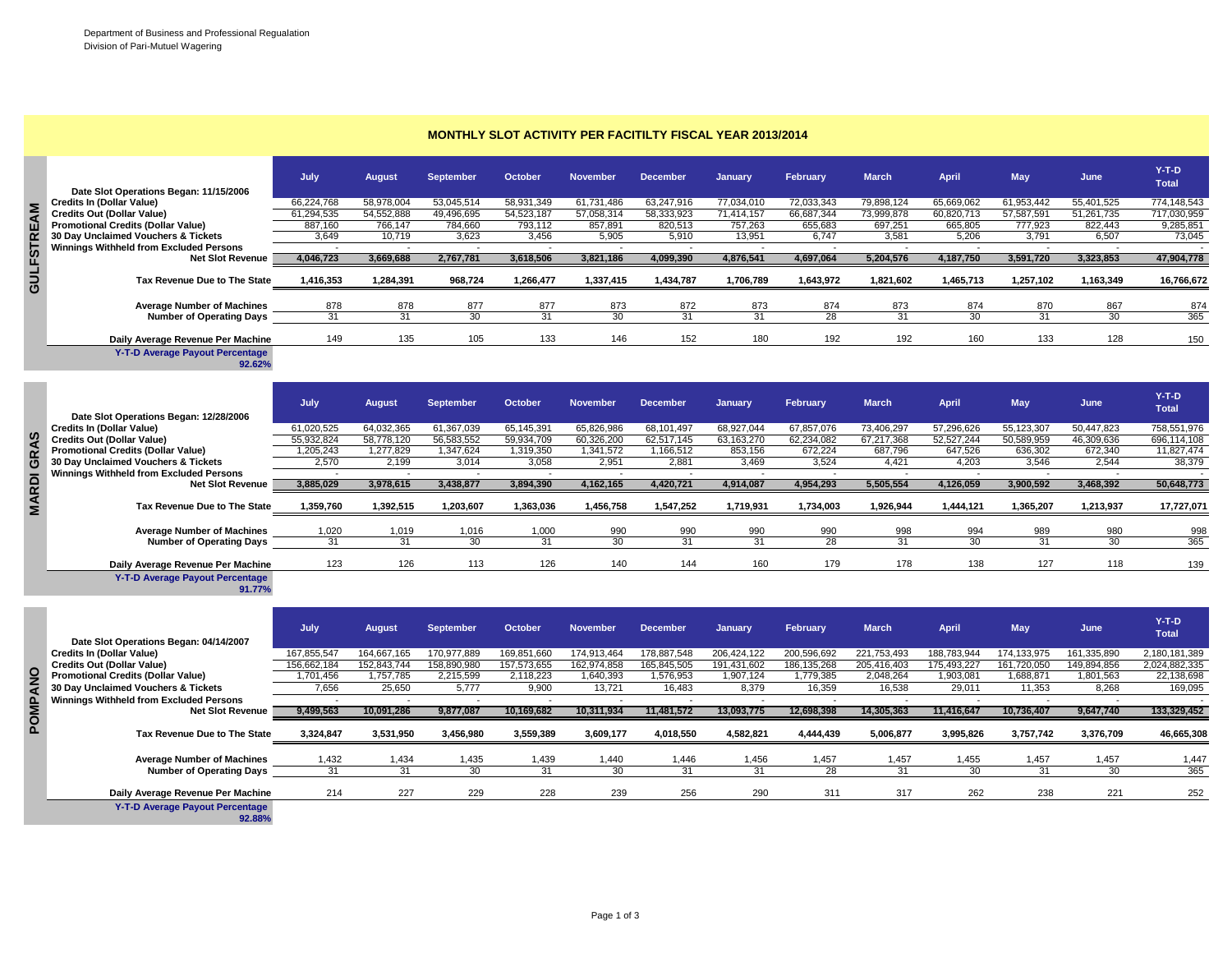Department of Business and Professional Regualation
Division of Pari-Mutuel Wagering

## MONTHLY SLOT ACTIVITY PER FACITILTY FISCAL YEAR 2013/2014

### GULFSTREAM

| Date Slot Operations Began: 11/15/2006 | July | August | September | October | November | December | January | February | March | April | May | June | Y-T-D Total |
|---|---|---|---|---|---|---|---|---|---|---|---|---|---|
| Credits In (Dollar Value) | 66,224,768 | 58,978,004 | 53,045,514 | 58,931,349 | 61,731,486 | 63,247,916 | 77,034,010 | 72,033,343 | 79,898,124 | 65,669,062 | 61,953,442 | 55,401,525 | 774,148,543 |
| Credits Out (Dollar Value) | 61,294,535 | 54,552,888 | 49,496,695 | 54,523,187 | 57,058,314 | 58,333,923 | 71,414,157 | 66,687,344 | 73,999,878 | 60,820,713 | 57,587,591 | 51,261,735 | 717,030,959 |
| Promotional Credits (Dollar Value) | 887,160 | 766,147 | 784,660 | 793,112 | 857,891 | 820,513 | 757,263 | 655,683 | 697,251 | 665,805 | 777,923 | 822,443 | 9,285,851 |
| 30 Day Unclaimed Vouchers & Tickets | 3,649 | 10,719 | 3,623 | 3,456 | 5,905 | 5,910 | 13,951 | 6,747 | 3,581 | 5,206 | 3,791 | 6,507 | 73,045 |
| Winnings Withheld from Excluded Persons | - | - | - | - | - | - | - | - | - | - | - | - | - |
| **Net Slot Revenue** | **4,046,723** | **3,669,688** | **2,767,781** | **3,618,506** | **3,821,186** | **4,099,390** | **4,876,541** | **4,697,064** | **5,204,576** | **4,187,750** | **3,591,720** | **3,323,853** | **47,904,778** |
| **Tax Revenue Due to The State** | **1,416,353** | **1,284,391** | **968,724** | **1,266,477** | **1,337,415** | **1,434,787** | **1,706,789** | **1,643,972** | **1,821,602** | **1,465,713** | **1,257,102** | **1,163,349** | **16,766,672** |
| **Average Number of Machines** | 878 | 878 | 877 | 877 | 873 | 872 | 873 | 874 | 873 | 874 | 870 | 867 | 874 |
| **Number of Operating Days** | 31 | 31 | 30 | 31 | 30 | 31 | 31 | 28 | 31 | 30 | 31 | 30 | 365 |
| **Daily Average Revenue Per Machine** | 149 | 135 | 105 | 133 | 146 | 152 | 180 | 192 | 192 | 160 | 133 | 128 | 150 |
| **Y-T-D Average Payout Percentage** 92.62% | | | | | | | | | | | | | |

### MARDI GRAS

| Date Slot Operations Began: 12/28/2006 | July | August | September | October | November | December | January | February | March | April | May | June | Y-T-D Total |
|---|---|---|---|---|---|---|---|---|---|---|---|---|---|
| Credits In (Dollar Value) | 61,020,525 | 64,032,365 | 61,367,039 | 65,145,391 | 65,826,986 | 68,101,497 | 68,927,044 | 67,857,076 | 73,406,297 | 57,296,626 | 55,123,307 | 50,447,823 | 758,551,976 |
| Credits Out (Dollar Value) | 55,932,824 | 58,778,120 | 56,583,552 | 59,934,709 | 60,326,200 | 62,517,145 | 63,163,270 | 62,234,082 | 67,217,368 | 52,527,244 | 50,589,959 | 46,309,636 | 696,114,108 |
| Promotional Credits (Dollar Value) | 1,205,243 | 1,277,829 | 1,347,624 | 1,319,350 | 1,341,572 | 1,166,512 | 853,156 | 672,224 | 687,796 | 647,526 | 636,302 | 672,340 | 11,827,474 |
| 30 Day Unclaimed Vouchers & Tickets | 2,570 | 2,199 | 3,014 | 3,058 | 2,951 | 2,881 | 3,469 | 3,524 | 4,421 | 4,203 | 3,546 | 2,544 | 38,379 |
| Winnings Withheld from Excluded Persons | - | - | - | - | - | - | - | - | - | - | - | - | - |
| **Net Slot Revenue** | **3,885,029** | **3,978,615** | **3,438,877** | **3,894,390** | **4,162,165** | **4,420,721** | **4,914,087** | **4,954,293** | **5,505,554** | **4,126,059** | **3,900,592** | **3,468,392** | **50,648,773** |
| **Tax Revenue Due to The State** | **1,359,760** | **1,392,515** | **1,203,607** | **1,363,036** | **1,456,758** | **1,547,252** | **1,719,931** | **1,734,003** | **1,926,944** | **1,444,121** | **1,365,207** | **1,213,937** | **17,727,071** |
| **Average Number of Machines** | 1,020 | 1,019 | 1,016 | 1,000 | 990 | 990 | 990 | 990 | 998 | 994 | 989 | 980 | 998 |
| **Number of Operating Days** | 31 | 31 | 30 | 31 | 30 | 31 | 31 | 28 | 31 | 30 | 31 | 30 | 365 |
| **Daily Average Revenue Per Machine** | 123 | 126 | 113 | 126 | 140 | 144 | 160 | 179 | 178 | 138 | 127 | 118 | 139 |
| **Y-T-D Average Payout Percentage** 91.77% | | | | | | | | | | | | | |

### POMPANO

| Date Slot Operations Began: 04/14/2007 | July | August | September | October | November | December | January | February | March | April | May | June | Y-T-D Total |
|---|---|---|---|---|---|---|---|---|---|---|---|---|---|
| Credits In (Dollar Value) | 167,855,547 | 164,667,165 | 170,977,889 | 169,851,660 | 174,913,464 | 178,887,548 | 206,424,122 | 200,596,692 | 221,753,493 | 188,783,944 | 174,133,975 | 161,335,890 | 2,180,181,389 |
| Credits Out (Dollar Value) | 156,662,184 | 152,843,744 | 158,890,980 | 157,573,655 | 162,974,858 | 165,845,505 | 191,431,602 | 186,135,268 | 205,416,403 | 175,493,227 | 161,720,050 | 149,894,856 | 2,024,882,335 |
| Promotional Credits (Dollar Value) | 1,701,456 | 1,757,785 | 2,215,599 | 2,118,223 | 1,640,393 | 1,576,953 | 1,907,124 | 1,779,385 | 2,048,264 | 1,903,081 | 1,688,871 | 1,801,563 | 22,138,698 |
| 30 Day Unclaimed Vouchers & Tickets | 7,656 | 25,650 | 5,777 | 9,900 | 13,721 | 16,483 | 8,379 | 16,359 | 16,538 | 29,011 | 11,353 | 8,268 | 169,095 |
| Winnings Withheld from Excluded Persons | - | - | - | - | - | - | - | - | - | - | - | - | - |
| **Net Slot Revenue** | **9,499,563** | **10,091,286** | **9,877,087** | **10,169,682** | **10,311,934** | **11,481,572** | **13,093,775** | **12,698,398** | **14,305,363** | **11,416,647** | **10,736,407** | **9,647,740** | **133,329,452** |
| **Tax Revenue Due to The State** | **3,324,847** | **3,531,950** | **3,456,980** | **3,559,389** | **3,609,177** | **4,018,550** | **4,582,821** | **4,444,439** | **5,006,877** | **3,995,826** | **3,757,742** | **3,376,709** | **46,665,308** |
| **Average Number of Machines** | 1,432 | 1,434 | 1,435 | 1,439 | 1,440 | 1,446 | 1,456 | 1,457 | 1,457 | 1,455 | 1,457 | 1,457 | 1,447 |
| **Number of Operating Days** | 31 | 31 | 30 | 31 | 30 | 31 | 31 | 28 | 31 | 30 | 31 | 30 | 365 |
| **Daily Average Revenue Per Machine** | 214 | 227 | 229 | 228 | 239 | 256 | 290 | 311 | 317 | 262 | 238 | 221 | 252 |
| **Y-T-D Average Payout Percentage** 92.88% | | | | | | | | | | | | | |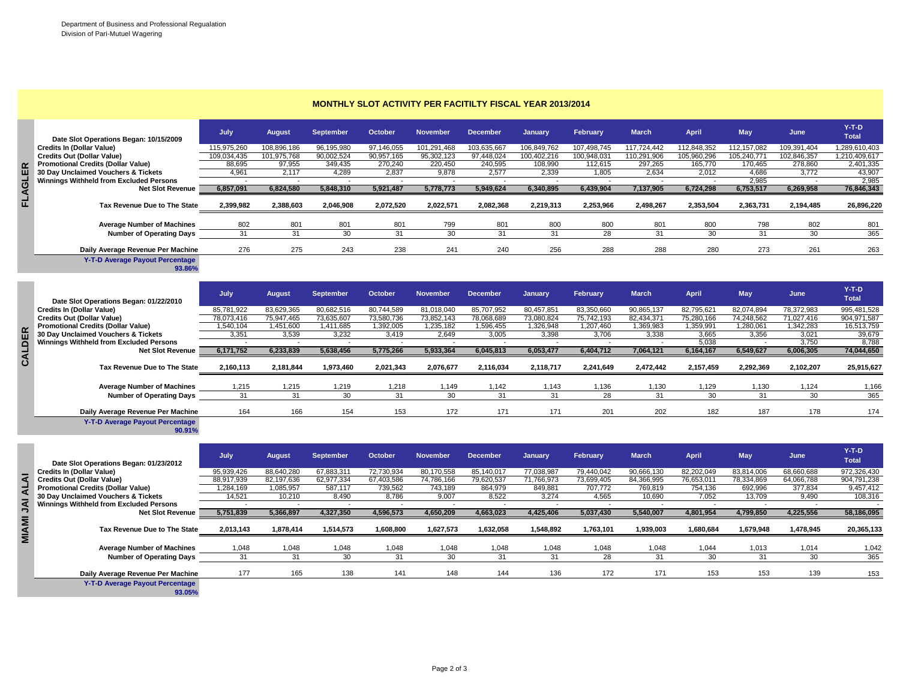Department of Business and Professional Regualation
Division of Pari-Mutuel Wagering

## MONTHLY SLOT ACTIVITY PER FACITILTY FISCAL YEAR 2013/2014

### FLAGLER

| Date Slot Operations Began: 10/15/2009 | July | August | September | October | November | December | January | February | March | April | May | June | Y-T-D Total |
|---|---|---|---|---|---|---|---|---|---|---|---|---|---|
| Credits In (Dollar Value) | 115,975,260 | 108,896,186 | 96,195,980 | 97,146,055 | 101,291,468 | 103,635,667 | 106,849,762 | 107,498,745 | 117,724,442 | 112,848,352 | 112,157,082 | 109,391,404 | 1,289,610,403 |
| Credits Out (Dollar Value) | 109,034,435 | 101,975,768 | 90,002,524 | 90,957,165 | 95,302,123 | 97,448,024 | 100,402,216 | 100,948,031 | 110,291,906 | 105,960,296 | 105,240,771 | 102,846,357 | 1,210,409,617 |
| Promotional Credits (Dollar Value) | 88,695 | 97,955 | 349,435 | 270,240 | 220,450 | 240,595 | 108,990 | 112,615 | 297,265 | 165,770 | 170,465 | 278,860 | 2,401,335 |
| 30 Day Unclaimed Vouchers & Tickets | 4,961 | 2,117 | 4,289 | 2,837 | 9,878 | 2,577 | 2,339 | 1,805 | 2,634 | 2,012 | 4,686 | 3,772 | 43,907 |
| Winnings Withheld from Excluded Persons | - | - | - | - | - | - | - | - | - | - | 2,985 | - | 2,985 |
| **Net Slot Revenue** | **6,857,091** | **6,824,580** | **5,848,310** | **5,921,487** | **5,778,773** | **5,949,624** | **6,340,895** | **6,439,904** | **7,137,905** | **6,724,298** | **6,753,517** | **6,269,958** | **76,846,343** |
| **Tax Revenue Due to The State** | **2,399,982** | **2,388,603** | **2,046,908** | **2,072,520** | **2,022,571** | **2,082,368** | **2,219,313** | **2,253,966** | **2,498,267** | **2,353,504** | **2,363,731** | **2,194,485** | **26,896,220** |
| **Average Number of Machines** | 802 | 801 | 801 | 801 | 799 | 801 | 800 | 800 | 801 | 800 | 798 | 802 | 801 |
| **Number of Operating Days** | 31 | 31 | 30 | 31 | 30 | 31 | 31 | 28 | 31 | 30 | 31 | 30 | 365 |
| **Daily Average Revenue Per Machine** | 276 | 275 | 243 | 238 | 241 | 240 | 256 | 288 | 288 | 280 | 273 | 261 | 263 |
| **Y-T-D Average Payout Percentage** 93.86% | | | | | | | | | | | | | |

### CALDER

| Date Slot Operations Began: 01/22/2010 | July | August | September | October | November | December | January | February | March | April | May | June | Y-T-D Total |
|---|---|---|---|---|---|---|---|---|---|---|---|---|---|
| Credits In (Dollar Value) | 85,781,922 | 83,629,365 | 80,682,516 | 80,744,589 | 81,018,040 | 85,707,952 | 80,457,851 | 83,350,660 | 90,865,137 | 82,795,621 | 82,074,894 | 78,372,983 | 995,481,528 |
| Credits Out (Dollar Value) | 78,073,416 | 75,947,465 | 73,635,607 | 73,580,736 | 73,852,143 | 78,068,689 | 73,080,824 | 75,742,193 | 82,434,371 | 75,280,166 | 74,248,562 | 71,027,416 | 904,971,587 |
| Promotional Credits (Dollar Value) | 1,540,104 | 1,451,600 | 1,411,685 | 1,392,005 | 1,235,182 | 1,596,455 | 1,326,948 | 1,207,460 | 1,369,983 | 1,359,991 | 1,280,061 | 1,342,283 | 16,513,759 |
| 30 Day Unclaimed Vouchers & Tickets | 3,351 | 3,539 | 3,232 | 3,419 | 2,649 | 3,005 | 3,398 | 3,706 | 3,338 | 3,665 | 3,356 | 3,021 | 39,679 |
| Winnings Withheld from Excluded Persons | - | - | - | - | - | - | - | - | - | 5,038 | - | 3,750 | 8,788 |
| **Net Slot Revenue** | **6,171,752** | **6,233,839** | **5,638,456** | **5,775,266** | **5,933,364** | **6,045,813** | **6,053,477** | **6,404,712** | **7,064,121** | **6,164,167** | **6,549,627** | **6,006,305** | **74,044,650** |
| **Tax Revenue Due to The State** | **2,160,113** | **2,181,844** | **1,973,460** | **2,021,343** | **2,076,677** | **2,116,034** | **2,118,717** | **2,241,649** | **2,472,442** | **2,157,459** | **2,292,369** | **2,102,207** | **25,915,627** |
| **Average Number of Machines** | 1,215 | 1,215 | 1,219 | 1,218 | 1,149 | 1,142 | 1,143 | 1,136 | 1,130 | 1,129 | 1,130 | 1,124 | 1,166 |
| **Number of Operating Days** | 31 | 31 | 30 | 31 | 30 | 31 | 31 | 28 | 31 | 30 | 31 | 30 | 365 |
| **Daily Average Revenue Per Machine** | 164 | 166 | 154 | 153 | 172 | 171 | 171 | 201 | 202 | 182 | 187 | 178 | 174 |
| **Y-T-D Average Payout Percentage** 90.91% | | | | | | | | | | | | | |

### MIAMI JAI ALAI

| Date Slot Operations Began: 01/23/2012 | July | August | September | October | November | December | January | February | March | April | May | June | Y-T-D Total |
|---|---|---|---|---|---|---|---|---|---|---|---|---|---|
| Credits In (Dollar Value) | 95,939,426 | 88,640,280 | 67,883,311 | 72,730,934 | 80,170,558 | 85,140,017 | 77,038,987 | 79,440,042 | 90,666,130 | 82,202,049 | 83,814,006 | 68,660,688 | 972,326,430 |
| Credits Out (Dollar Value) | 88,917,939 | 82,197,636 | 62,977,334 | 67,403,586 | 74,786,166 | 79,620,537 | 71,766,973 | 73,699,405 | 84,366,995 | 76,653,011 | 78,334,869 | 64,066,788 | 904,791,238 |
| Promotional Credits (Dollar Value) | 1,284,169 | 1,085,957 | 587,117 | 739,562 | 743,189 | 864,979 | 849,881 | 707,772 | 769,819 | 754,136 | 692,996 | 377,834 | 9,457,412 |
| 30 Day Unclaimed Vouchers & Tickets | 14,521 | 10,210 | 8,490 | 8,786 | 9,007 | 8,522 | 3,274 | 4,565 | 10,690 | 7,052 | 13,709 | 9,490 | 108,316 |
| Winnings Withheld from Excluded Persons | - | - | - | - | - | - | - | - | - | - | - | - | - |
| **Net Slot Revenue** | **5,751,839** | **5,366,897** | **4,327,350** | **4,596,573** | **4,650,209** | **4,663,023** | **4,425,406** | **5,037,430** | **5,540,007** | **4,801,954** | **4,799,850** | **4,225,556** | **58,186,095** |
| **Tax Revenue Due to The State** | **2,013,143** | **1,878,414** | **1,514,573** | **1,608,800** | **1,627,573** | **1,632,058** | **1,548,892** | **1,763,101** | **1,939,003** | **1,680,684** | **1,679,948** | **1,478,945** | **20,365,133** |
| **Average Number of Machines** | 1,048 | 1,048 | 1,048 | 1,048 | 1,048 | 1,048 | 1,048 | 1,048 | 1,048 | 1,044 | 1,013 | 1,014 | 1,042 |
| **Number of Operating Days** | 31 | 31 | 30 | 31 | 30 | 31 | 31 | 28 | 31 | 30 | 31 | 30 | 365 |
| **Daily Average Revenue Per Machine** | 177 | 165 | 138 | 141 | 148 | 144 | 136 | 172 | 171 | 153 | 153 | 139 | 153 |
| **Y-T-D Average Payout Percentage** 93.05% | | | | | | | | | | | | | |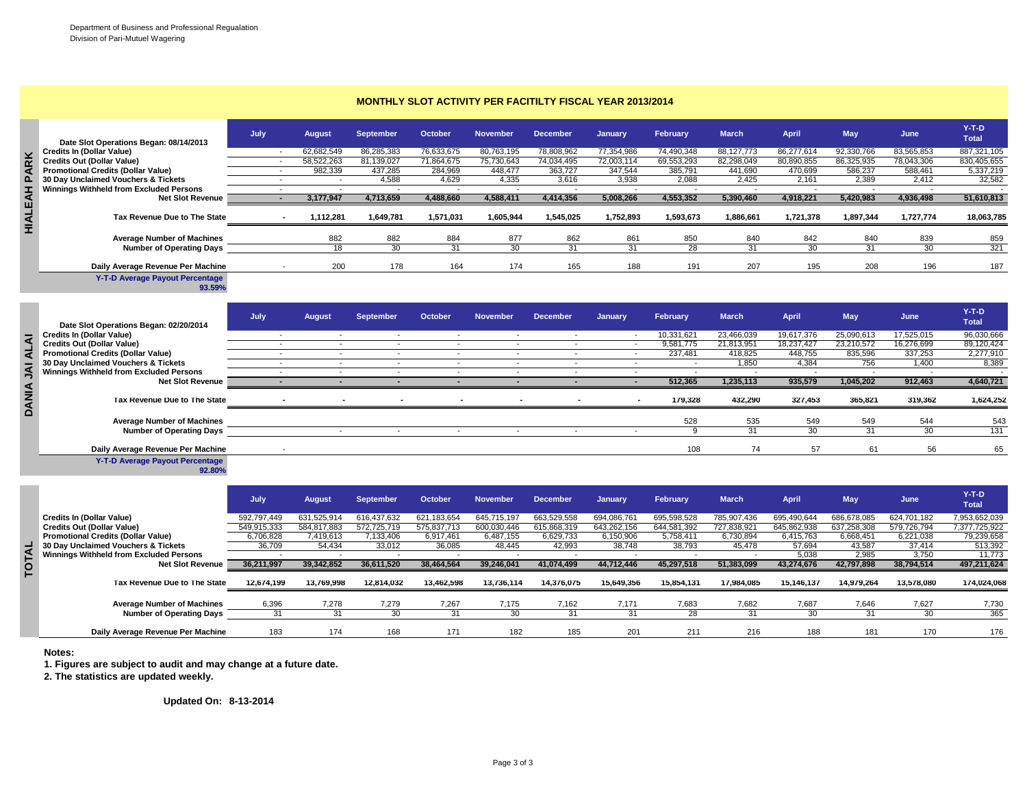Department of Business and Professional Regualation
Division of Pari-Mutuel Wagering

## MONTHLY SLOT ACTIVITY PER FACITILTY FISCAL YEAR 2013/2014

### HIALEAH PARK

| Date Slot Operations Began: 08/14/2013 | July | August | September | October | November | December | January | February | March | April | May | June | Y-T-D Total |
|---|---|---|---|---|---|---|---|---|---|---|---|---|---|
| Credits In (Dollar Value) | - | 62,682,549 | 86,285,383 | 76,633,675 | 80,763,195 | 78,808,962 | 77,354,986 | 74,490,348 | 88,127,773 | 86,277,614 | 92,330,766 | 83,565,853 | 887,321,105 |
| Credits Out (Dollar Value) | - | 58,522,263 | 81,139,027 | 71,864,675 | 75,730,643 | 74,034,495 | 72,003,114 | 69,553,293 | 82,298,049 | 80,890,855 | 86,325,935 | 78,043,306 | 830,405,655 |
| Promotional Credits (Dollar Value) | - | 982,339 | 437,285 | 284,969 | 448,477 | 363,727 | 347,544 | 385,791 | 441,690 | 470,699 | 586,237 | 588,461 | 5,337,219 |
| 30 Day Unclaimed Vouchers & Tickets | - | - | 4,588 | 4,629 | 4,335 | 3,616 | 3,938 | 2,088 | 2,425 | 2,161 | 2,389 | 2,412 | 32,582 |
| Winnings Withheld from Excluded Persons | - | - | - | - | - | - | - | - | - | - | - | - | - |
| **Net Slot Revenue** | **-** | **3,177,947** | **4,713,659** | **4,488,660** | **4,588,411** | **4,414,356** | **5,008,266** | **4,553,352** | **5,390,460** | **4,918,221** | **5,420,983** | **4,936,498** | **51,610,813** |
| **Tax Revenue Due to The State** | **-** | **1,112,281** | **1,649,781** | **1,571,031** | **1,605,944** | **1,545,025** | **1,752,893** | **1,593,673** | **1,886,661** | **1,721,378** | **1,897,344** | **1,727,774** | **18,063,785** |
| Average Number of Machines | | 882 | 882 | 884 | 877 | 862 | 861 | 850 | 840 | 842 | 840 | 839 | 859 |
| Number of Operating Days | | 18 | 30 | 31 | 30 | 31 | 31 | 28 | 31 | 30 | 31 | 30 | 321 |
| Daily Average Revenue Per Machine | - | 200 | 178 | 164 | 174 | 165 | 188 | 191 | 207 | 195 | 208 | 196 | 187 |

**Y-T-D Average Payout Percentage 93.59%**

### DANIA JAI ALAI

| Date Slot Operations Began: 02/20/2014 | July | August | September | October | November | December | January | February | March | April | May | June | Y-T-D Total |
|---|---|---|---|---|---|---|---|---|---|---|---|---|---|
| Credits In (Dollar Value) | - | - | - | - | - | - | - | 10,331,621 | 23,466,039 | 19,617,376 | 25,090,613 | 17,525,015 | 96,030,666 |
| Credits Out (Dollar Value) | - | - | - | - | - | - | - | 9,581,775 | 21,813,951 | 18,237,427 | 23,210,572 | 16,276,699 | 89,120,424 |
| Promotional Credits (Dollar Value) | - | - | - | - | - | - | - | 237,481 | 418,825 | 448,755 | 835,596 | 337,253 | 2,277,910 |
| 30 Day Unclaimed Vouchers & Tickets | - | - | - | - | - | - | - | - | 1,850 | 4,384 | 756 | 1,400 | 8,389 |
| Winnings Withheld from Excluded Persons | - | - | - | - | - | - | - | - | - | - | - | - | - |
| **Net Slot Revenue** | **-** | **-** | **-** | **-** | **-** | **-** | **-** | **512,365** | **1,235,113** | **935,579** | **1,045,202** | **912,463** | **4,640,721** |
| **Tax Revenue Due to The State** | **-** | **-** | **-** | **-** | **-** | **-** | **-** | **179,328** | **432,290** | **327,453** | **365,821** | **319,362** | **1,624,252** |
| Average Number of Machines | | | | | | | | 528 | 535 | 549 | 549 | 544 | 543 |
| Number of Operating Days | | - | - | - | - | - | - | 9 | 31 | 30 | 31 | 30 | 131 |
| Daily Average Revenue Per Machine | - | | | | | | | 108 | 74 | 57 | 61 | 56 | 65 |

**Y-T-D Average Payout Percentage 92.80%**

### TOTAL

| | July | August | September | October | November | December | January | February | March | April | May | June | Y-T-D Total |
|---|---|---|---|---|---|---|---|---|---|---|---|---|---|
| Credits In (Dollar Value) | 592,797,449 | 631,525,914 | 616,437,632 | 621,183,654 | 645,715,197 | 663,529,558 | 694,086,761 | 695,598,528 | 785,907,436 | 695,490,644 | 686,678,085 | 624,701,182 | 7,953,652,039 |
| Credits Out (Dollar Value) | 549,915,333 | 584,817,883 | 572,725,719 | 575,837,713 | 600,030,446 | 615,868,319 | 643,262,156 | 644,581,392 | 727,838,921 | 645,862,938 | 637,258,308 | 579,726,794 | 7,377,725,922 |
| Promotional Credits (Dollar Value) | 6,706,828 | 7,419,613 | 7,133,406 | 6,917,461 | 6,487,155 | 6,629,733 | 6,150,906 | 5,758,411 | 6,730,894 | 6,415,763 | 6,668,451 | 6,221,038 | 79,239,658 |
| 30 Day Unclaimed Vouchers & Tickets | 36,709 | 54,434 | 33,012 | 36,085 | 48,445 | 42,993 | 38,748 | 38,793 | 45,478 | 57,694 | 43,587 | 37,414 | 513,392 |
| Winnings Withheld from Excluded Persons | - | - | - | - | - | - | - | - | - | 5,038 | 2,985 | 3,750 | 11,773 |
| **Net Slot Revenue** | **36,211,997** | **39,342,852** | **36,611,520** | **38,464,564** | **39,246,041** | **41,074,499** | **44,712,446** | **45,297,518** | **51,383,099** | **43,274,676** | **42,797,898** | **38,794,514** | **497,211,624** |
| **Tax Revenue Due to The State** | **12,674,199** | **13,769,998** | **12,814,032** | **13,462,598** | **13,736,114** | **14,376,075** | **15,649,356** | **15,854,131** | **17,984,085** | **15,146,137** | **14,979,264** | **13,578,080** | **174,024,068** |
| Average Number of Machines | 6,396 | 7,278 | 7,279 | 7,267 | 7,175 | 7,162 | 7,171 | 7,683 | 7,682 | 7,687 | 7,646 | 7,627 | 7,730 |
| Number of Operating Days | 31 | 31 | 30 | 31 | 30 | 31 | 31 | 28 | 31 | 30 | 31 | 30 | 365 |
| Daily Average Revenue Per Machine | 183 | 174 | 168 | 171 | 182 | 185 | 201 | 211 | 216 | 188 | 181 | 170 | 176 |

**Notes:**

**1. Figures are subject to audit and may change at a future date.**

**2. The statistics are updated weekly.**

**Updated On: 8-13-2014**